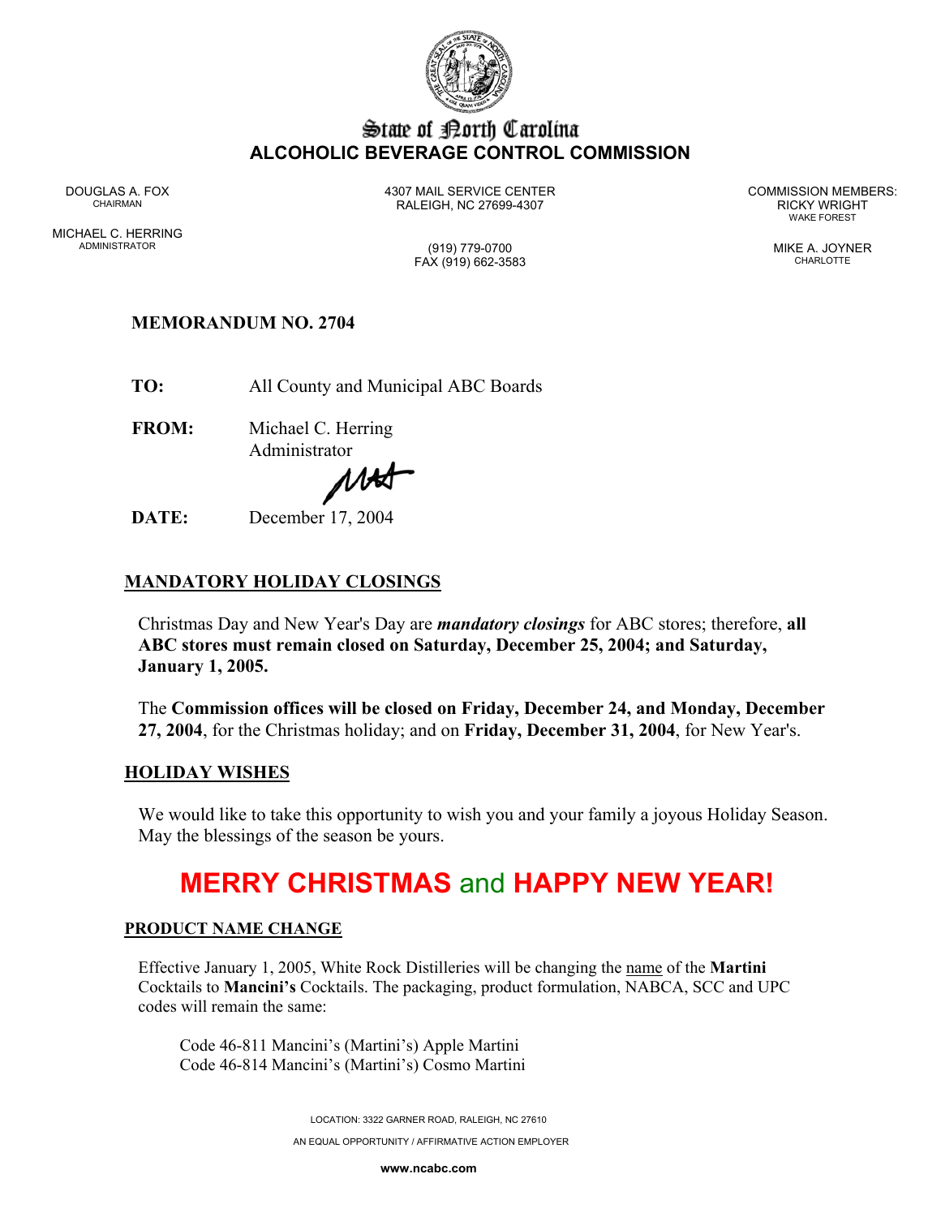# State of North Carolina
## ALCOHOLIC BEVERAGE CONTROL COMMISSION

DOUGLAS A. FOX
CHAIRMAN

MICHAEL C. HERRING
ADMINISTRATOR

4307 MAIL SERVICE CENTER
RALEIGH, NC 27699-4307

(919) 779-0700
FAX (919) 662-3583

COMMISSION MEMBERS:
RICKY WRIGHT
WAKE FOREST

MIKE A. JOYNER
CHARLOTTE

**MEMORANDUM NO. 2704**

**TO:** All County and Municipal ABC Boards

**FROM:** Michael C. Herring
Administrator

**DATE:** December 17, 2004

## MANDATORY HOLIDAY CLOSINGS

Christmas Day and New Year's Day are ***mandatory closings*** for ABC stores; therefore, **all ABC stores must remain closed on Saturday, December 25, 2004; and Saturday, January 1, 2005.**

The **Commission offices will be closed on Friday, December 24, and Monday, December 27, 2004**, for the Christmas holiday; and on **Friday, December 31, 2004**, for New Year's.

## HOLIDAY WISHES

We would like to take this opportunity to wish you and your family a joyous Holiday Season. May the blessings of the season be yours.

# MERRY CHRISTMAS and HAPPY NEW YEAR!

## PRODUCT NAME CHANGE

Effective January 1, 2005, White Rock Distilleries will be changing the name of the **Martini** Cocktails to **Mancini's** Cocktails. The packaging, product formulation, NABCA, SCC and UPC codes will remain the same:

Code 46-811 Mancini's (Martini's) Apple Martini
Code 46-814 Mancini's (Martini's) Cosmo Martini

LOCATION: 3322 GARNER ROAD, RALEIGH, NC 27610

AN EQUAL OPPORTUNITY / AFFIRMATIVE ACTION EMPLOYER

**www.ncabc.com**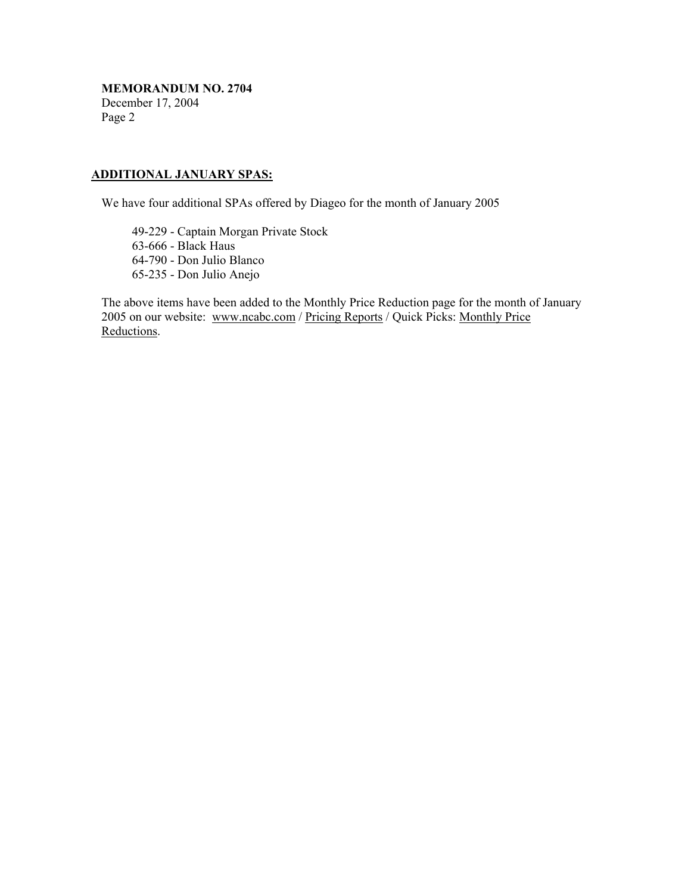## ADDITIONAL JANUARY SPAS:

We have four additional SPAs offered by Diageo for the month of January 2005

- 49-229 - Captain Morgan Private Stock
- 63-666 - Black Haus
- 64-790 - Don Julio Blanco
- 65-235 - Don Julio Anejo

The above items have been added to the Monthly Price Reduction page for the month of January 2005 on our website: www.ncabc.com / Pricing Reports / Quick Picks: Monthly Price Reductions.